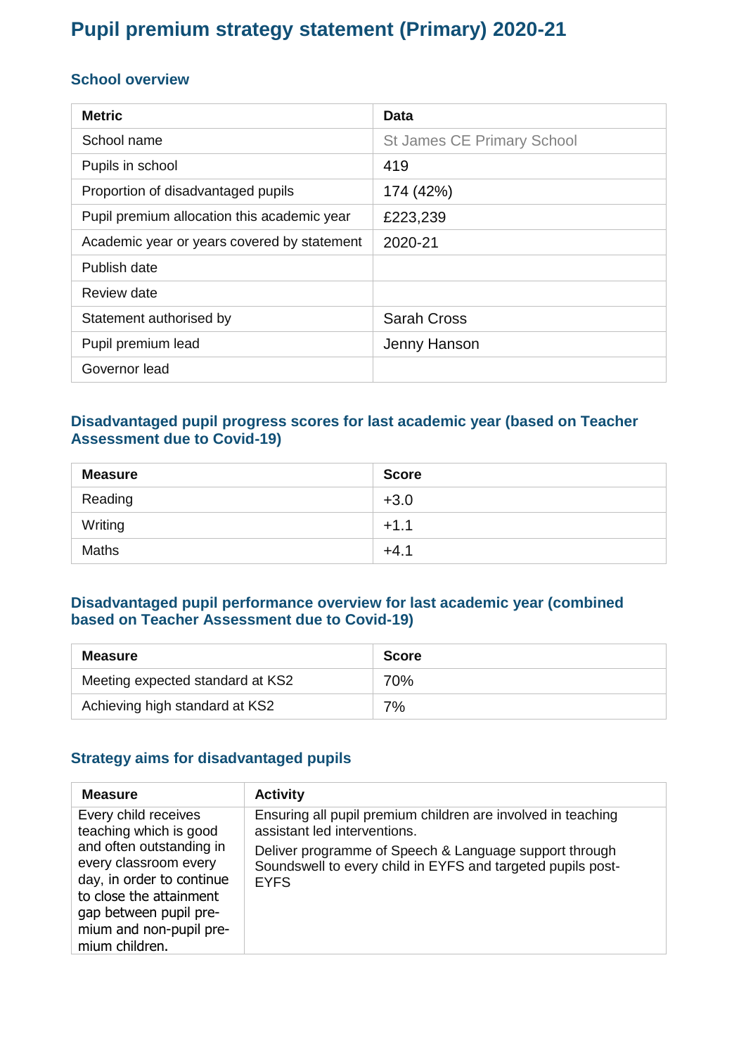# Pupil premium strategy statement (Primary) 2020-21

## School overview

| Metric | Data |
|---|---|
| School name | St James CE Primary School |
| Pupils in school | 419 |
| Proportion of disadvantaged pupils | 174 (42%) |
| Pupil premium allocation this academic year | £223,239 |
| Academic year or years covered by statement | 2020-21 |
| Publish date | |
| Review date | |
| Statement authorised by | Sarah Cross |
| Pupil premium lead | Jenny Hanson |
| Governor lead | |

## Disadvantaged pupil progress scores for last academic year (based on Teacher Assessment due to Covid-19)

| Measure | Score |
|---|---|
| Reading | +3.0 |
| Writing | +1.1 |
| Maths | +4.1 |

## Disadvantaged pupil performance overview for last academic year (combined based on Teacher Assessment due to Covid-19)

| Measure | Score |
|---|---|
| Meeting expected standard at KS2 | 70% |
| Achieving high standard at KS2 | 7% |

## Strategy aims for disadvantaged pupils

| Measure | Activity |
|---|---|
| Every child receives teaching which is good and often outstanding in every classroom every day, in order to continue to close the attainment gap between pupil pre-mium and non-pupil pre-mium children. | Ensuring all pupil premium children are involved in teaching assistant led interventions.<br><br>Deliver programme of Speech & Language support through Soundswell to every child in EYFS and targeted pupils post-EYFS |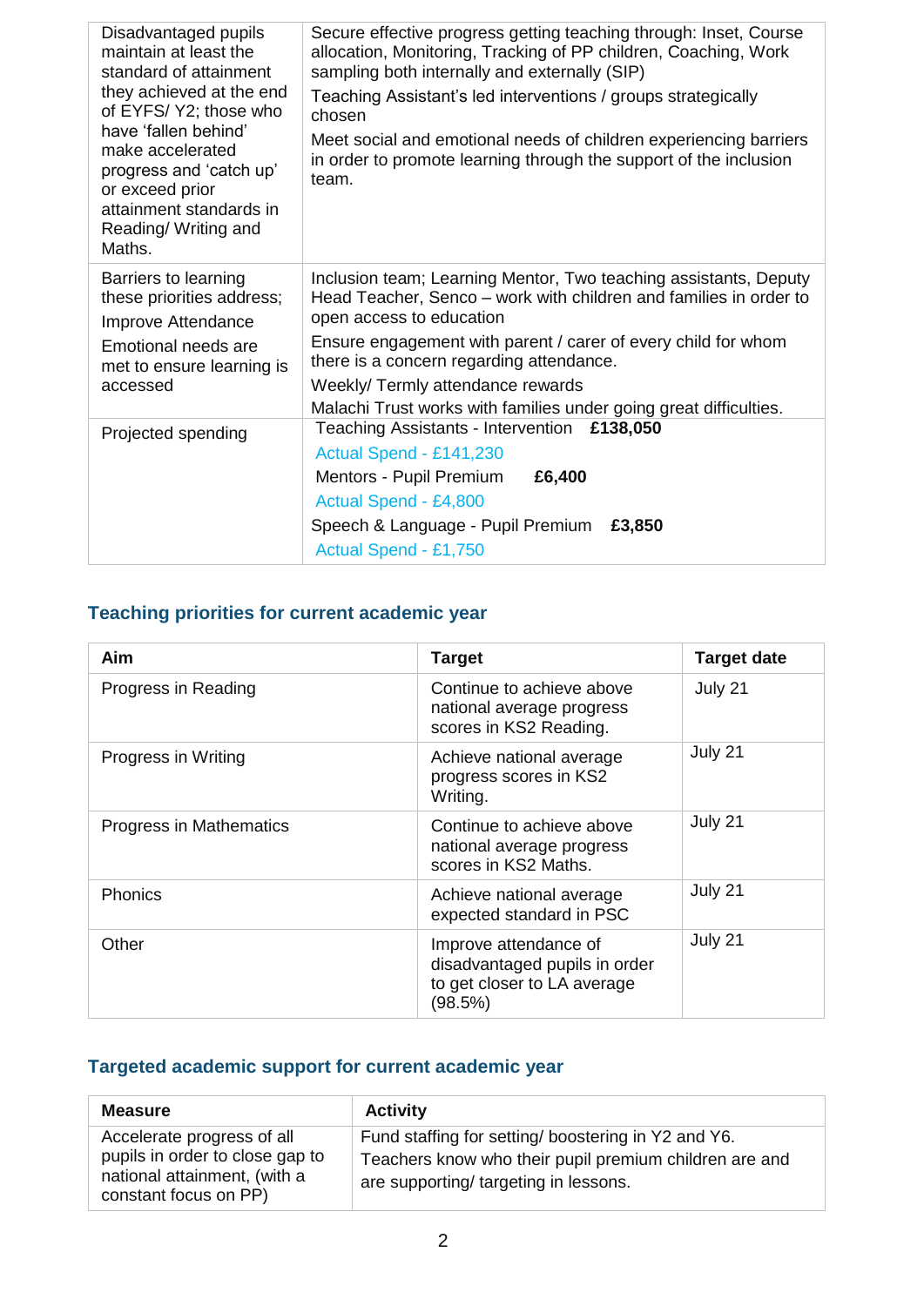| | |
|---|---|
| Disadvantaged pupils maintain at least the standard of attainment they achieved at the end of EYFS/ Y2; those who have 'fallen behind' make accelerated progress and 'catch up' or exceed prior attainment standards in Reading/ Writing and Maths. | Secure effective progress getting teaching through: Inset, Course allocation, Monitoring, Tracking of PP children, Coaching, Work sampling both internally and externally (SIP)<br>Teaching Assistant's led interventions / groups strategically chosen<br>Meet social and emotional needs of children experiencing barriers in order to promote learning through the support of the inclusion team. |
| Barriers to learning these priorities address;<br>Improve Attendance<br>Emotional needs are met to ensure learning is accessed | Inclusion team; Learning Mentor, Two teaching assistants, Deputy Head Teacher, Senco – work with children and families in order to open access to education<br>Ensure engagement with parent / carer of every child for whom there is a concern regarding attendance.<br>Weekly/ Termly attendance rewards<br>Malachi Trust works with families under going great difficulties. |
| Projected spending | Teaching Assistants - Intervention **£138,050**<br>Actual Spend - £141,230<br>Mentors - Pupil Premium **£6,400**<br>Actual Spend - £4,800<br>Speech & Language - Pupil Premium **£3,850**<br>Actual Spend - £1,750 |

## Teaching priorities for current academic year

| Aim | Target | Target date |
|---|---|---|
| Progress in Reading | Continue to achieve above national average progress scores in KS2 Reading. | July 21 |
| Progress in Writing | Achieve national average progress scores in KS2 Writing. | July 21 |
| Progress in Mathematics | Continue to achieve above national average progress scores in KS2 Maths. | July 21 |
| Phonics | Achieve national average expected standard in PSC | July 21 |
| Other | Improve attendance of disadvantaged pupils in order to get closer to LA average (98.5%) | July 21 |

## Targeted academic support for current academic year

| Measure | Activity |
|---|---|
| Accelerate progress of all pupils in order to close gap to national attainment, (with a constant focus on PP) | Fund staffing for setting/ boostering in Y2 and Y6.<br>Teachers know who their pupil premium children are and are supporting/ targeting in lessons. |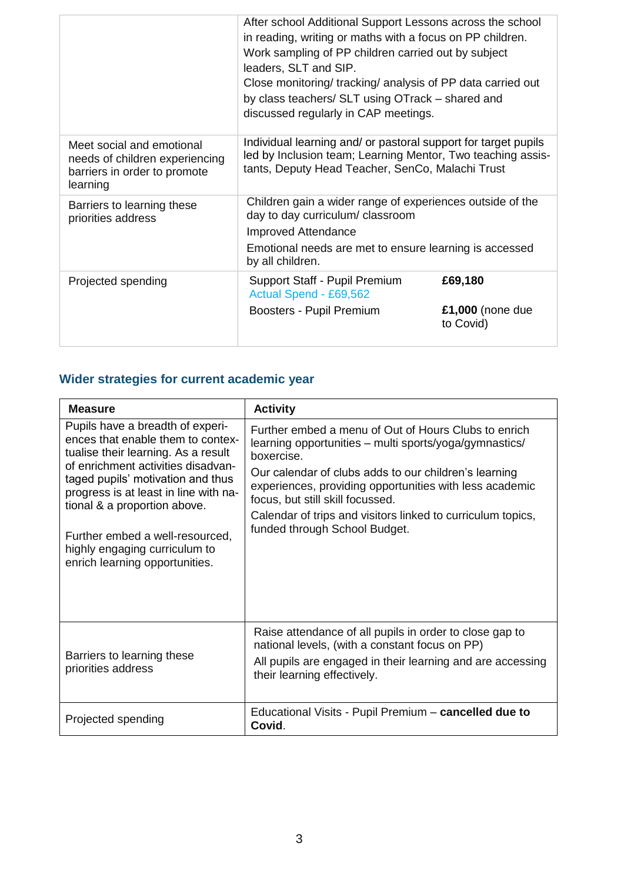| | |
|---|---|
| | After school Additional Support Lessons across the school in reading, writing or maths with a focus on PP children.<br>Work sampling of PP children carried out by subject leaders, SLT and SIP.<br>Close monitoring/ tracking/ analysis of PP data carried out by class teachers/ SLT using OTrack – shared and discussed regularly in CAP meetings. |
| Meet social and emotional needs of children experiencing barriers in order to promote learning | Individual learning and/ or pastoral support for target pupils led by Inclusion team; Learning Mentor, Two teaching assistants, Deputy Head Teacher, SenCo, Malachi Trust |
| Barriers to learning these priorities address | Children gain a wider range of experiences outside of the day to day curriculum/ classroom<br>Improved Attendance<br>Emotional needs are met to ensure learning is accessed by all children. |
| Projected spending | Support Staff - Pupil Premium **£69,180**<br>Actual Spend - £69,562<br>Boosters - Pupil Premium **£1,000** (none due to Covid) |

## Wider strategies for current academic year

| Measure | Activity |
|---|---|
| Pupils have a breadth of experiences that enable them to contextualise their learning. As a result of enrichment activities disadvantaged pupils' motivation and thus progress is at least in line with national & a proportion above.<br><br>Further embed a well-resourced, highly engaging curriculum to enrich learning opportunities. | Further embed a menu of Out of Hours Clubs to enrich learning opportunities – multi sports/yoga/gymnastics/ boxercise.<br>Our calendar of clubs adds to our children's learning experiences, providing opportunities with less academic focus, but still skill focussed.<br>Calendar of trips and visitors linked to curriculum topics, funded through School Budget. |
| Barriers to learning these priorities address | Raise attendance of all pupils in order to close gap to national levels, (with a constant focus on PP)<br>All pupils are engaged in their learning and are accessing their learning effectively. |
| Projected spending | Educational Visits - Pupil Premium – **cancelled due to Covid**. |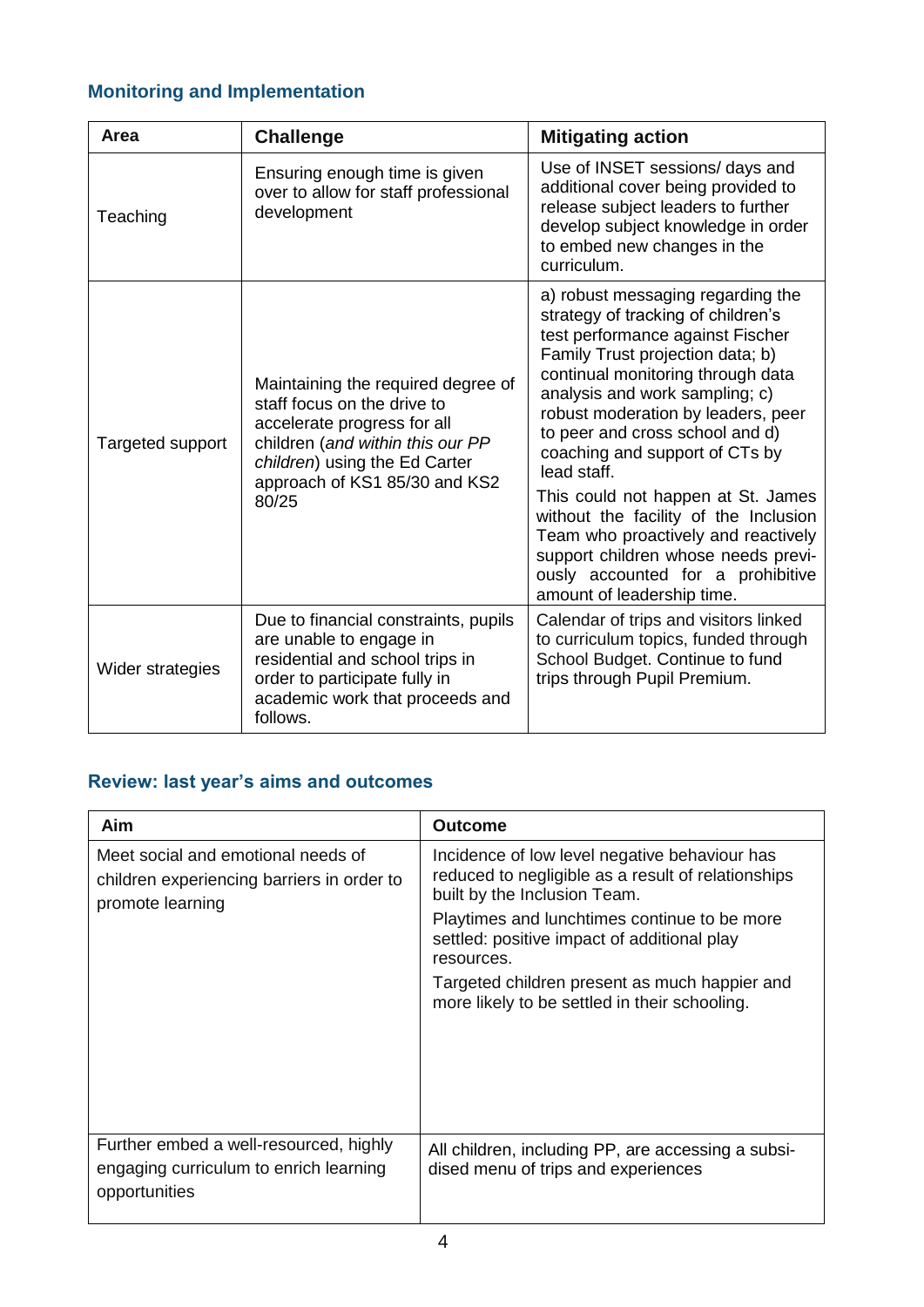## Monitoring and Implementation

| Area | Challenge | Mitigating action |
|---|---|---|
| Teaching | Ensuring enough time is given over to allow for staff professional development | Use of INSET sessions/ days and additional cover being provided to release subject leaders to further develop subject knowledge in order to embed new changes in the curriculum. |
| Targeted support | Maintaining the required degree of staff focus on the drive to accelerate progress for all children (*and within this our PP children*) using the Ed Carter approach of KS1 85/30 and KS2 80/25 | a) robust messaging regarding the strategy of tracking of children's test performance against Fischer Family Trust projection data; b) continual monitoring through data analysis and work sampling; c) robust moderation by leaders, peer to peer and cross school and d) coaching and support of CTs by lead staff.<br>This could not happen at St. James without the facility of the Inclusion Team who proactively and reactively support children whose needs previously accounted for a prohibitive amount of leadership time. |
| Wider strategies | Due to financial constraints, pupils are unable to engage in residential and school trips in order to participate fully in academic work that proceeds and follows. | Calendar of trips and visitors linked to curriculum topics, funded through School Budget. Continue to fund trips through Pupil Premium. |

## Review: last year's aims and outcomes

| Aim | Outcome |
|---|---|
| Meet social and emotional needs of children experiencing barriers in order to promote learning | Incidence of low level negative behaviour has reduced to negligible as a result of relationships built by the Inclusion Team.<br>Playtimes and lunchtimes continue to be more settled: positive impact of additional play resources.<br>Targeted children present as much happier and more likely to be settled in their schooling. |
| Further embed a well-resourced, highly engaging curriculum to enrich learning opportunities | All children, including PP, are accessing a subsidised menu of trips and experiences |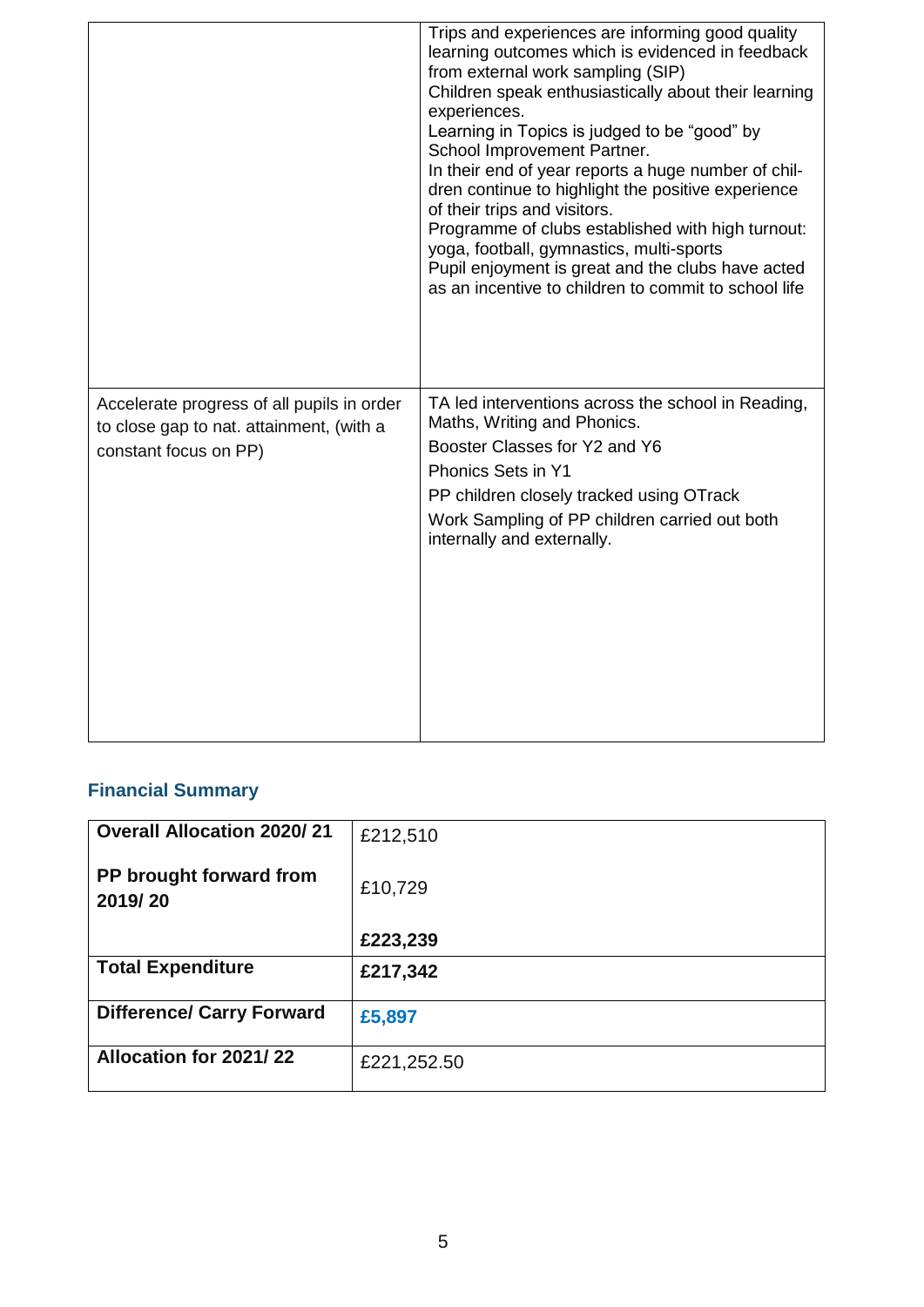| | |
|---|---|
| | Trips and experiences are informing good quality learning outcomes which is evidenced in feedback from external work sampling (SIP)<br>Children speak enthusiastically about their learning experiences.<br>Learning in Topics is judged to be "good" by School Improvement Partner.<br>In their end of year reports a huge number of children continue to highlight the positive experience of their trips and visitors.<br>Programme of clubs established with high turnout: yoga, football, gymnastics, multi-sports<br>Pupil enjoyment is great and the clubs have acted as an incentive to children to commit to school life |
| Accelerate progress of all pupils in order to close gap to nat. attainment, (with a constant focus on PP) | TA led interventions across the school in Reading, Maths, Writing and Phonics.<br>Booster Classes for Y2 and Y6<br>Phonics Sets in Y1<br>PP children closely tracked using OTrack<br>Work Sampling of PP children carried out both internally and externally. |

## Financial Summary

| | |
|---|---|
| **Overall Allocation 2020/ 21**<br><br>**PP brought forward from 2019/ 20** | £212,510<br><br>£10,729<br><br>**£223,239** |
| **Total Expenditure** | **£217,342** |
| **Difference/ Carry Forward** | **£5,897** |
| **Allocation for 2021/ 22** | £221,252.50 |